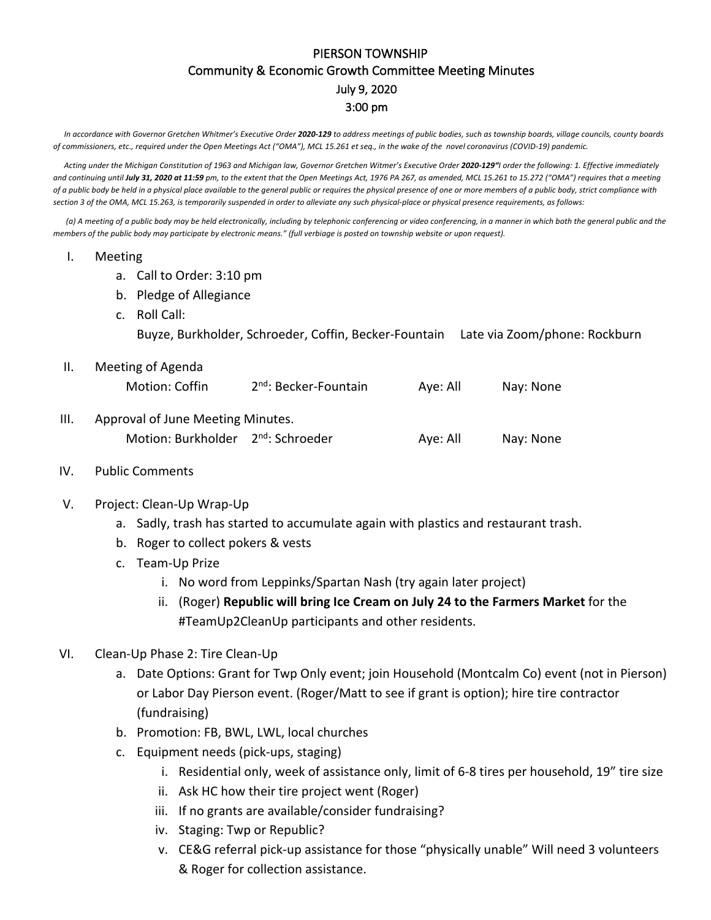# PIERSON TOWNSHIP

## Community & Economic Growth Committee Meeting Minutes

**July 9, 2020**

**3:00 pm**

*In accordance with Governor Gretchen Whitmer's Executive Order **2020-129** to address meetings of public bodies, such as township boards, village councils, county boards of commissioners, etc., required under the Open Meetings Act ("OMA"), MCL 15.261 et seq., in the wake of the novel coronavirus (COVID-19) pandemic.*

*Acting under the Michigan Constitution of 1963 and Michigan law, Governor Gretchen Witmer's Executive Order **2020-129"**I order the following: 1. Effective immediately and continuing until **July 31, 2020 at 11:59** pm, to the extent that the Open Meetings Act, 1976 PA 267, as amended, MCL 15.261 to 15.272 ("OMA") requires that a meeting of a public body be held in a physical place available to the general public or requires the physical presence of one or more members of a public body, strict compliance with section 3 of the OMA, MCL 15.263, is temporarily suspended in order to alleviate any such physical-place or physical presence requirements, as follows:*

*(a) A meeting of a public body may be held electronically, including by telephonic conferencing or video conferencing, in a manner in which both the general public and the members of the public body may participate by electronic means." (full verbiage is posted on township website or upon request).*

I. Meeting
   a. Call to Order: 3:10 pm
   b. Pledge of Allegiance
   c. Roll Call:
      Buyze, Burkholder, Schroeder, Coffin, Becker-Fountain    Late via Zoom/phone: Rockburn

II. Meeting of Agenda
      Motion: Coffin    2nd: Becker-Fountain    Aye: All    Nay: None

III. Approval of June Meeting Minutes.
      Motion: Burkholder    2nd: Schroeder    Aye: All    Nay: None

IV. Public Comments

V. Project: Clean-Up Wrap-Up
   a. Sadly, trash has started to accumulate again with plastics and restaurant trash.
   b. Roger to collect pokers & vests
   c. Team-Up Prize
      i. No word from Leppinks/Spartan Nash (try again later project)
      ii. (Roger) **Republic will bring Ice Cream on July 24 to the Farmers Market** for the #TeamUp2CleanUp participants and other residents.

VI. Clean-Up Phase 2: Tire Clean-Up
   a. Date Options: Grant for Twp Only event; join Household (Montcalm Co) event (not in Pierson) or Labor Day Pierson event. (Roger/Matt to see if grant is option); hire tire contractor (fundraising)
   b. Promotion: FB, BWL, LWL, local churches
   c. Equipment needs (pick-ups, staging)
      i. Residential only, week of assistance only, limit of 6-8 tires per household, 19" tire size
      ii. Ask HC how their tire project went (Roger)
      iii. If no grants are available/consider fundraising?
      iv. Staging: Twp or Republic?
      v. CE&G referral pick-up assistance for those "physically unable" Will need 3 volunteers & Roger for collection assistance.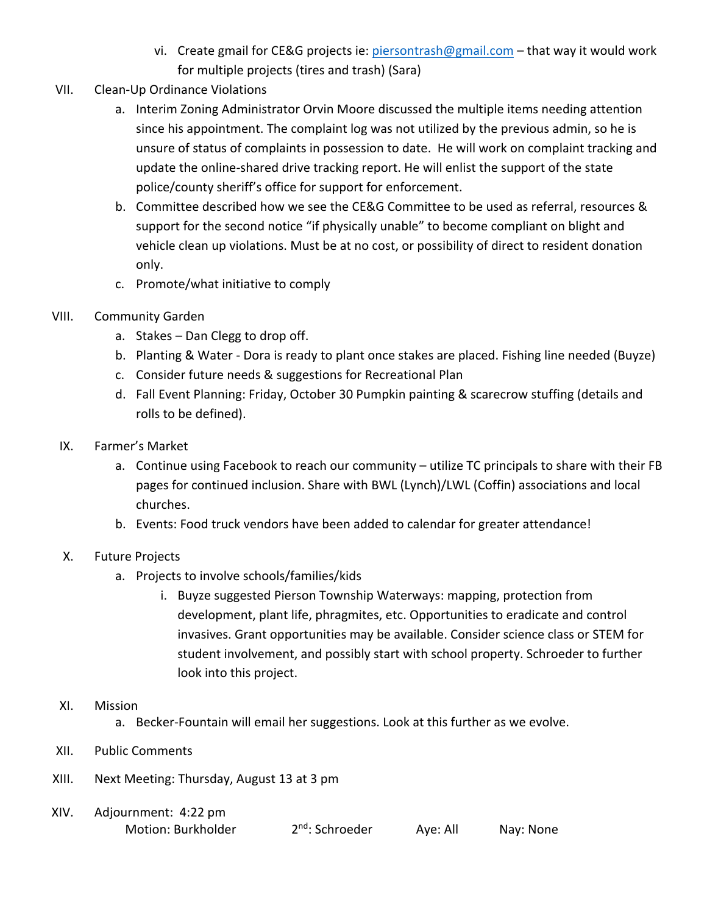vi. Create gmail for CE&G projects ie: piersontrash@gmail.com – that way it would work for multiple projects (tires and trash) (Sara)

VII. Clean-Up Ordinance Violations

a. Interim Zoning Administrator Orvin Moore discussed the multiple items needing attention since his appointment. The complaint log was not utilized by the previous admin, so he is unsure of status of complaints in possession to date. He will work on complaint tracking and update the online-shared drive tracking report. He will enlist the support of the state police/county sheriff's office for support for enforcement.

b. Committee described how we see the CE&G Committee to be used as referral, resources & support for the second notice "if physically unable" to become compliant on blight and vehicle clean up violations. Must be at no cost, or possibility of direct to resident donation only.

c. Promote/what initiative to comply

VIII. Community Garden

a. Stakes – Dan Clegg to drop off.

b. Planting & Water - Dora is ready to plant once stakes are placed. Fishing line needed (Buyze)

c. Consider future needs & suggestions for Recreational Plan

d. Fall Event Planning: Friday, October 30 Pumpkin painting & scarecrow stuffing (details and rolls to be defined).

IX. Farmer's Market

a. Continue using Facebook to reach our community – utilize TC principals to share with their FB pages for continued inclusion. Share with BWL (Lynch)/LWL (Coffin) associations and local churches.

b. Events: Food truck vendors have been added to calendar for greater attendance!

X. Future Projects

a. Projects to involve schools/families/kids

i. Buyze suggested Pierson Township Waterways: mapping, protection from development, plant life, phragmites, etc. Opportunities to eradicate and control invasives. Grant opportunities may be available. Consider science class or STEM for student involvement, and possibly start with school property. Schroeder to further look into this project.

XI. Mission

a. Becker-Fountain will email her suggestions. Look at this further as we evolve.

XII. Public Comments

XIII. Next Meeting: Thursday, August 13 at 3 pm

XIV. Adjournment: 4:22 pm

Motion: Burkholder 2nd: Schroeder Aye: All Nay: None